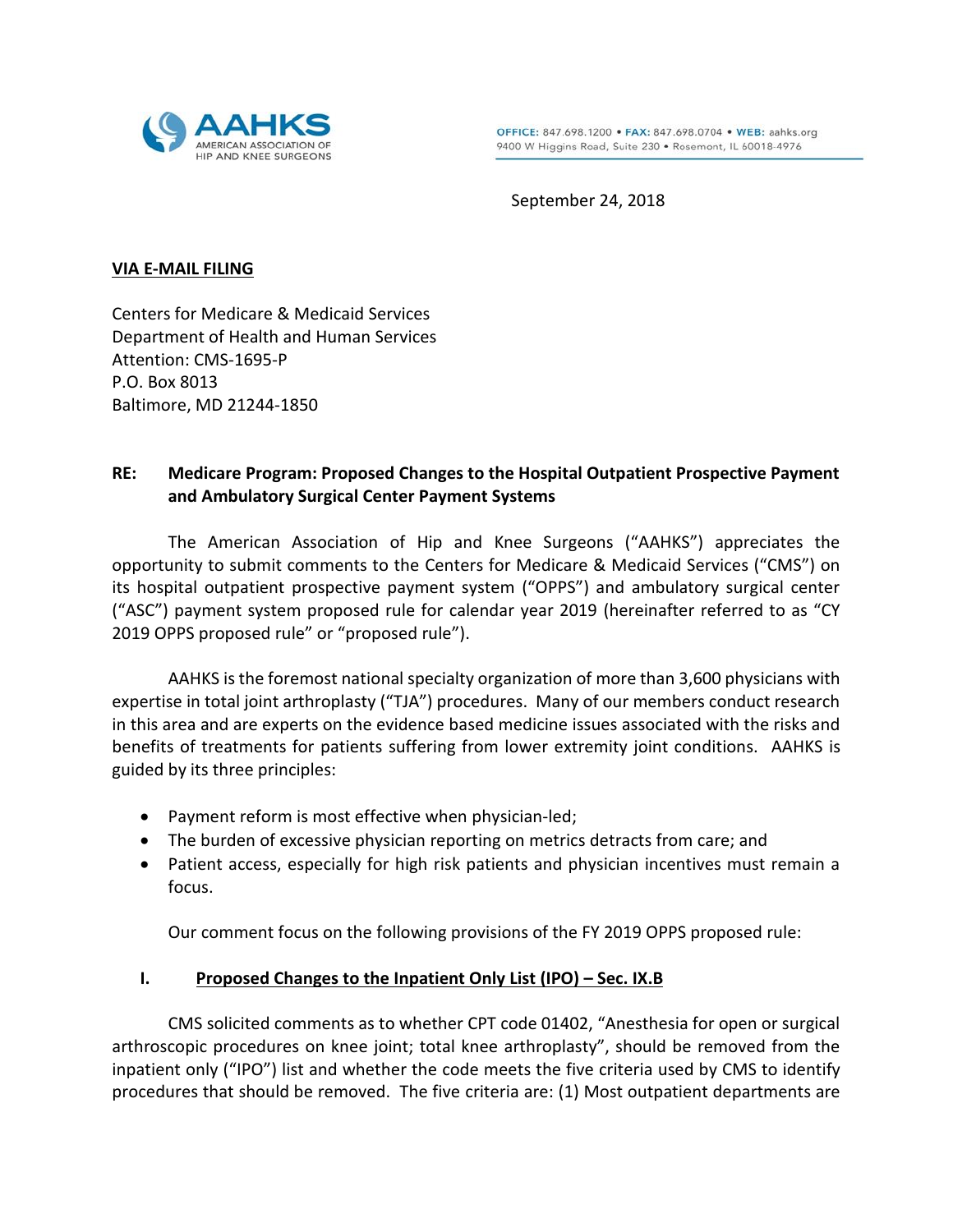AAHKS
AMERICAN ASSOCIATION OF HIP AND KNEE SURGEONS

OFFICE: 847.698.1200 • FAX: 847.698.0704 • WEB: aahks.org
9400 W Higgins Road, Suite 230 • Rosemont, IL 60018-4976

September 24, 2018

**VIA E-MAIL FILING**

Centers for Medicare & Medicaid Services
Department of Health and Human Services
Attention: CMS-1695-P
P.O. Box 8013
Baltimore, MD 21244-1850

**RE: Medicare Program: Proposed Changes to the Hospital Outpatient Prospective Payment and Ambulatory Surgical Center Payment Systems**

The American Association of Hip and Knee Surgeons ("AAHKS") appreciates the opportunity to submit comments to the Centers for Medicare & Medicaid Services ("CMS") on its hospital outpatient prospective payment system ("OPPS") and ambulatory surgical center ("ASC") payment system proposed rule for calendar year 2019 (hereinafter referred to as "CY 2019 OPPS proposed rule" or "proposed rule").

AAHKS is the foremost national specialty organization of more than 3,600 physicians with expertise in total joint arthroplasty ("TJA") procedures. Many of our members conduct research in this area and are experts on the evidence based medicine issues associated with the risks and benefits of treatments for patients suffering from lower extremity joint conditions. AAHKS is guided by its three principles:

- Payment reform is most effective when physician-led;
- The burden of excessive physician reporting on metrics detracts from care; and
- Patient access, especially for high risk patients and physician incentives must remain a focus.

Our comment focus on the following provisions of the FY 2019 OPPS proposed rule:

## I. Proposed Changes to the Inpatient Only List (IPO) – Sec. IX.B

CMS solicited comments as to whether CPT code 01402, "Anesthesia for open or surgical arthroscopic procedures on knee joint; total knee arthroplasty", should be removed from the inpatient only ("IPO") list and whether the code meets the five criteria used by CMS to identify procedures that should be removed. The five criteria are: (1) Most outpatient departments are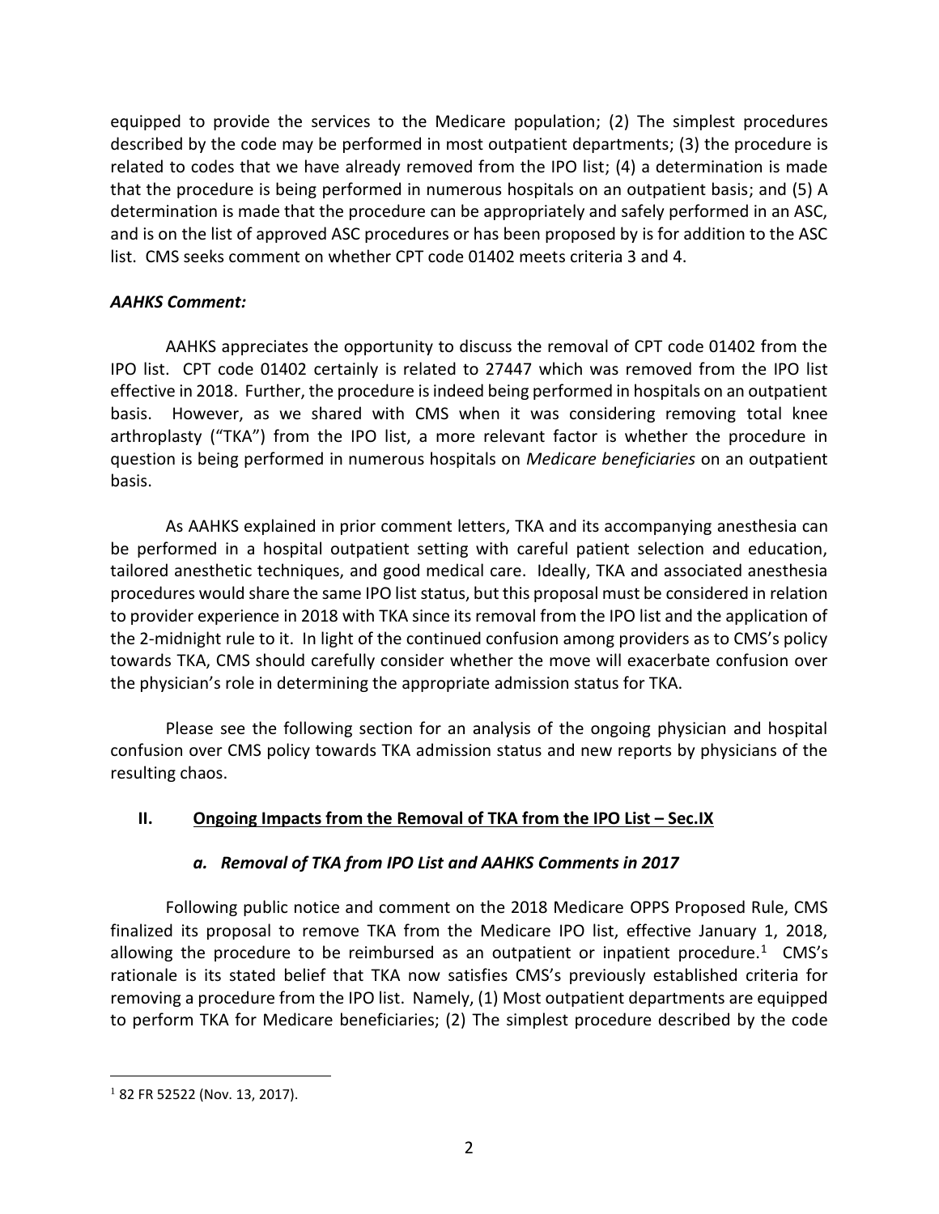equipped to provide the services to the Medicare population; (2) The simplest procedures described by the code may be performed in most outpatient departments; (3) the procedure is related to codes that we have already removed from the IPO list; (4) a determination is made that the procedure is being performed in numerous hospitals on an outpatient basis; and (5) A determination is made that the procedure can be appropriately and safely performed in an ASC, and is on the list of approved ASC procedures or has been proposed by is for addition to the ASC list. CMS seeks comment on whether CPT code 01402 meets criteria 3 and 4.

***AAHKS Comment:***

AAHKS appreciates the opportunity to discuss the removal of CPT code 01402 from the IPO list. CPT code 01402 certainly is related to 27447 which was removed from the IPO list effective in 2018. Further, the procedure is indeed being performed in hospitals on an outpatient basis. However, as we shared with CMS when it was considering removing total knee arthroplasty ("TKA") from the IPO list, a more relevant factor is whether the procedure in question is being performed in numerous hospitals on *Medicare beneficiaries* on an outpatient basis.

As AAHKS explained in prior comment letters, TKA and its accompanying anesthesia can be performed in a hospital outpatient setting with careful patient selection and education, tailored anesthetic techniques, and good medical care. Ideally, TKA and associated anesthesia procedures would share the same IPO list status, but this proposal must be considered in relation to provider experience in 2018 with TKA since its removal from the IPO list and the application of the 2-midnight rule to it. In light of the continued confusion among providers as to CMS's policy towards TKA, CMS should carefully consider whether the move will exacerbate confusion over the physician's role in determining the appropriate admission status for TKA.

Please see the following section for an analysis of the ongoing physician and hospital confusion over CMS policy towards TKA admission status and new reports by physicians of the resulting chaos.

## II. Ongoing Impacts from the Removal of TKA from the IPO List – Sec.IX

### *a. Removal of TKA from IPO List and AAHKS Comments in 2017*

Following public notice and comment on the 2018 Medicare OPPS Proposed Rule, CMS finalized its proposal to remove TKA from the Medicare IPO list, effective January 1, 2018, allowing the procedure to be reimbursed as an outpatient or inpatient procedure.[1] CMS's rationale is its stated belief that TKA now satisfies CMS's previously established criteria for removing a procedure from the IPO list. Namely, (1) Most outpatient departments are equipped to perform TKA for Medicare beneficiaries; (2) The simplest procedure described by the code

[1] 82 FR 52522 (Nov. 13, 2017).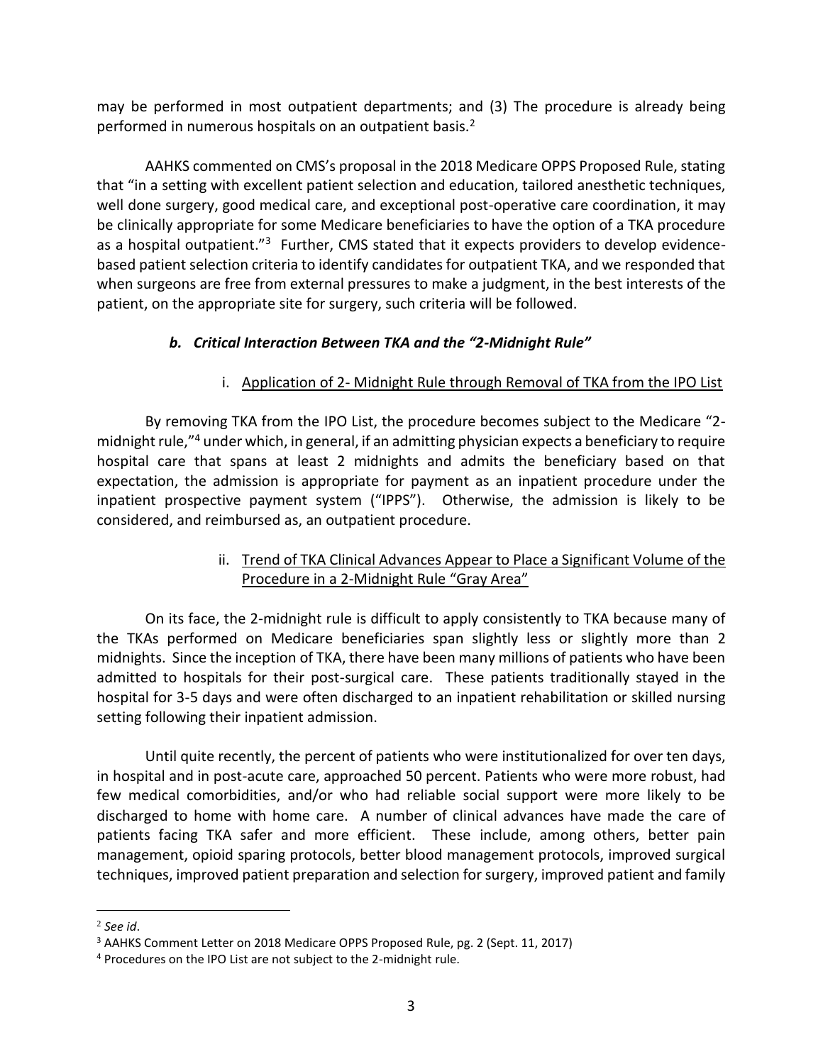may be performed in most outpatient departments; and (3) The procedure is already being performed in numerous hospitals on an outpatient basis.[2]

AAHKS commented on CMS's proposal in the 2018 Medicare OPPS Proposed Rule, stating that "in a setting with excellent patient selection and education, tailored anesthetic techniques, well done surgery, good medical care, and exceptional post-operative care coordination, it may be clinically appropriate for some Medicare beneficiaries to have the option of a TKA procedure as a hospital outpatient."[3] Further, CMS stated that it expects providers to develop evidence-based patient selection criteria to identify candidates for outpatient TKA, and we responded that when surgeons are free from external pressures to make a judgment, in the best interests of the patient, on the appropriate site for surgery, such criteria will be followed.

### *b. Critical Interaction Between TKA and the "2-Midnight Rule"*

#### i. Application of 2- Midnight Rule through Removal of TKA from the IPO List

By removing TKA from the IPO List, the procedure becomes subject to the Medicare "2-midnight rule,"[4] under which, in general, if an admitting physician expects a beneficiary to require hospital care that spans at least 2 midnights and admits the beneficiary based on that expectation, the admission is appropriate for payment as an inpatient procedure under the inpatient prospective payment system ("IPPS"). Otherwise, the admission is likely to be considered, and reimbursed as, an outpatient procedure.

#### ii. Trend of TKA Clinical Advances Appear to Place a Significant Volume of the Procedure in a 2-Midnight Rule "Gray Area"

On its face, the 2-midnight rule is difficult to apply consistently to TKA because many of the TKAs performed on Medicare beneficiaries span slightly less or slightly more than 2 midnights. Since the inception of TKA, there have been many millions of patients who have been admitted to hospitals for their post-surgical care. These patients traditionally stayed in the hospital for 3-5 days and were often discharged to an inpatient rehabilitation or skilled nursing setting following their inpatient admission.

Until quite recently, the percent of patients who were institutionalized for over ten days, in hospital and in post-acute care, approached 50 percent. Patients who were more robust, had few medical comorbidities, and/or who had reliable social support were more likely to be discharged to home with home care. A number of clinical advances have made the care of patients facing TKA safer and more efficient. These include, among others, better pain management, opioid sparing protocols, better blood management protocols, improved surgical techniques, improved patient preparation and selection for surgery, improved patient and family

---

[2] *See id*.

[3] AAHKS Comment Letter on 2018 Medicare OPPS Proposed Rule, pg. 2 (Sept. 11, 2017)

[4] Procedures on the IPO List are not subject to the 2-midnight rule.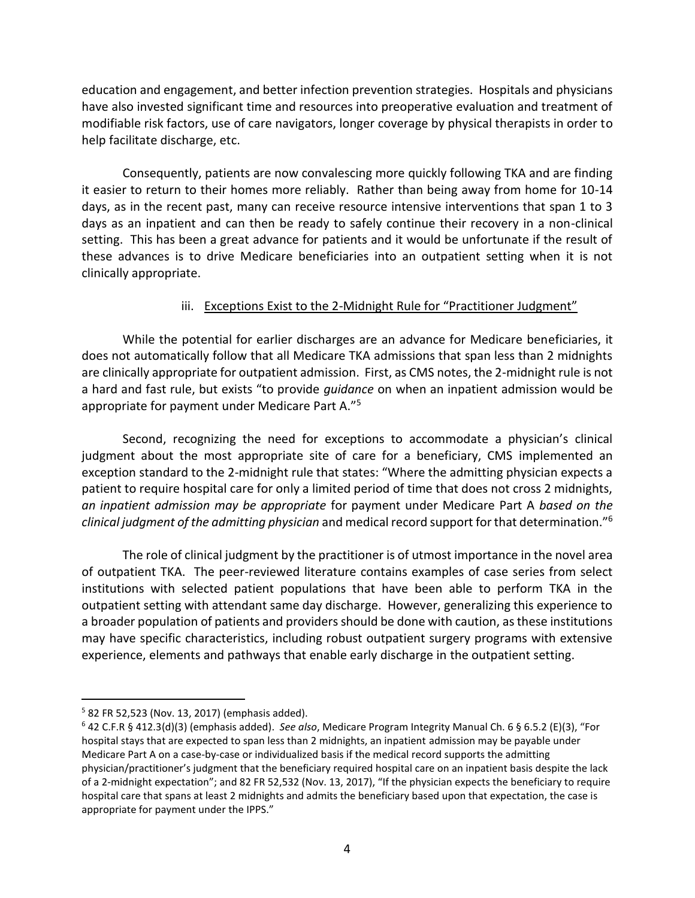education and engagement, and better infection prevention strategies. Hospitals and physicians have also invested significant time and resources into preoperative evaluation and treatment of modifiable risk factors, use of care navigators, longer coverage by physical therapists in order to help facilitate discharge, etc.

Consequently, patients are now convalescing more quickly following TKA and are finding it easier to return to their homes more reliably. Rather than being away from home for 10-14 days, as in the recent past, many can receive resource intensive interventions that span 1 to 3 days as an inpatient and can then be ready to safely continue their recovery in a non-clinical setting. This has been a great advance for patients and it would be unfortunate if the result of these advances is to drive Medicare beneficiaries into an outpatient setting when it is not clinically appropriate.

#### iii. <u>Exceptions Exist to the 2-Midnight Rule for "Practitioner Judgment"</u>

While the potential for earlier discharges are an advance for Medicare beneficiaries, it does not automatically follow that all Medicare TKA admissions that span less than 2 midnights are clinically appropriate for outpatient admission. First, as CMS notes, the 2-midnight rule is not a hard and fast rule, but exists "to provide *guidance* on when an inpatient admission would be appropriate for payment under Medicare Part A."[5]

Second, recognizing the need for exceptions to accommodate a physician's clinical judgment about the most appropriate site of care for a beneficiary, CMS implemented an exception standard to the 2-midnight rule that states: "Where the admitting physician expects a patient to require hospital care for only a limited period of time that does not cross 2 midnights, *an inpatient admission may be appropriate* for payment under Medicare Part A *based on the clinical judgment of the admitting physician* and medical record support for that determination."[6]

The role of clinical judgment by the practitioner is of utmost importance in the novel area of outpatient TKA. The peer-reviewed literature contains examples of case series from select institutions with selected patient populations that have been able to perform TKA in the outpatient setting with attendant same day discharge. However, generalizing this experience to a broader population of patients and providers should be done with caution, as these institutions may have specific characteristics, including robust outpatient surgery programs with extensive experience, elements and pathways that enable early discharge in the outpatient setting.

---

[5] 82 FR 52,523 (Nov. 13, 2017) (emphasis added).

[6] 42 C.F.R § 412.3(d)(3) (emphasis added). *See also*, Medicare Program Integrity Manual Ch. 6 § 6.5.2 (E)(3), "For hospital stays that are expected to span less than 2 midnights, an inpatient admission may be payable under Medicare Part A on a case-by-case or individualized basis if the medical record supports the admitting physician/practitioner's judgment that the beneficiary required hospital care on an inpatient basis despite the lack of a 2-midnight expectation"; and 82 FR 52,532 (Nov. 13, 2017), "If the physician expects the beneficiary to require hospital care that spans at least 2 midnights and admits the beneficiary based upon that expectation, the case is appropriate for payment under the IPPS."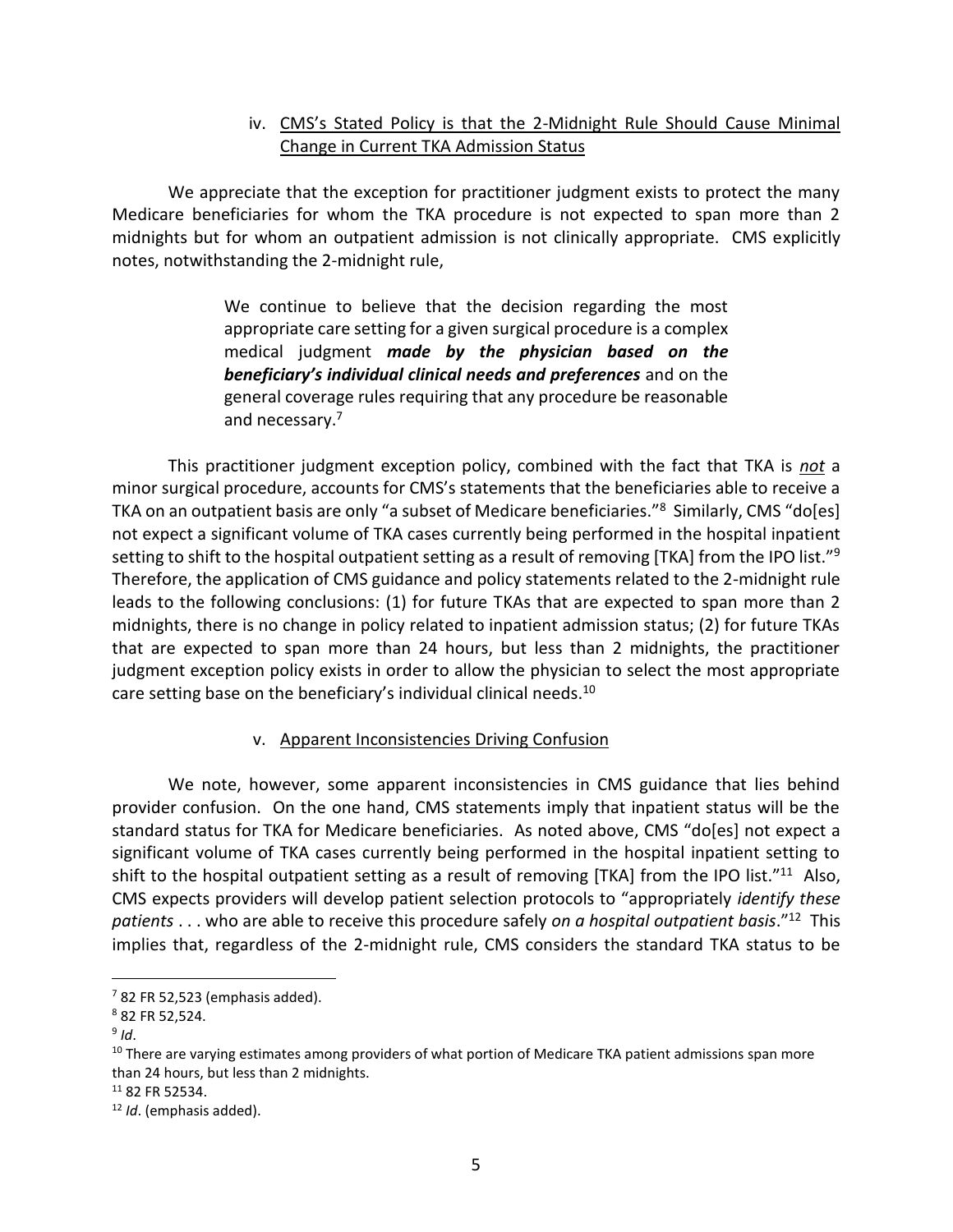### iv. <u>CMS's Stated Policy is that the 2-Midnight Rule Should Cause Minimal Change in Current TKA Admission Status</u>

We appreciate that the exception for practitioner judgment exists to protect the many Medicare beneficiaries for whom the TKA procedure is not expected to span more than 2 midnights but for whom an outpatient admission is not clinically appropriate. CMS explicitly notes, notwithstanding the 2-midnight rule,

> We continue to believe that the decision regarding the most appropriate care setting for a given surgical procedure is a complex medical judgment ***made by the physician based on the beneficiary's individual clinical needs and preferences*** and on the general coverage rules requiring that any procedure be reasonable and necessary.[7]

This practitioner judgment exception policy, combined with the fact that TKA is *<u>not</u>* a minor surgical procedure, accounts for CMS's statements that the beneficiaries able to receive a TKA on an outpatient basis are only "a subset of Medicare beneficiaries."[8] Similarly, CMS "do[es] not expect a significant volume of TKA cases currently being performed in the hospital inpatient setting to shift to the hospital outpatient setting as a result of removing [TKA] from the IPO list."[9] Therefore, the application of CMS guidance and policy statements related to the 2-midnight rule leads to the following conclusions: (1) for future TKAs that are expected to span more than 2 midnights, there is no change in policy related to inpatient admission status; (2) for future TKAs that are expected to span more than 24 hours, but less than 2 midnights, the practitioner judgment exception policy exists in order to allow the physician to select the most appropriate care setting base on the beneficiary's individual clinical needs.[10]

### v. <u>Apparent Inconsistencies Driving Confusion</u>

We note, however, some apparent inconsistencies in CMS guidance that lies behind provider confusion. On the one hand, CMS statements imply that inpatient status will be the standard status for TKA for Medicare beneficiaries. As noted above, CMS "do[es] not expect a significant volume of TKA cases currently being performed in the hospital inpatient setting to shift to the hospital outpatient setting as a result of removing [TKA] from the IPO list."[11] Also, CMS expects providers will develop patient selection protocols to "appropriately *identify these patients* . . . who are able to receive this procedure safely *on a hospital outpatient basis*."[12] This implies that, regardless of the 2-midnight rule, CMS considers the standard TKA status to be

---

[7] 82 FR 52,523 (emphasis added).

[8] 82 FR 52,524.

[9] *Id*.

[10] There are varying estimates among providers of what portion of Medicare TKA patient admissions span more than 24 hours, but less than 2 midnights.

[11] 82 FR 52534.

[12] *Id*. (emphasis added).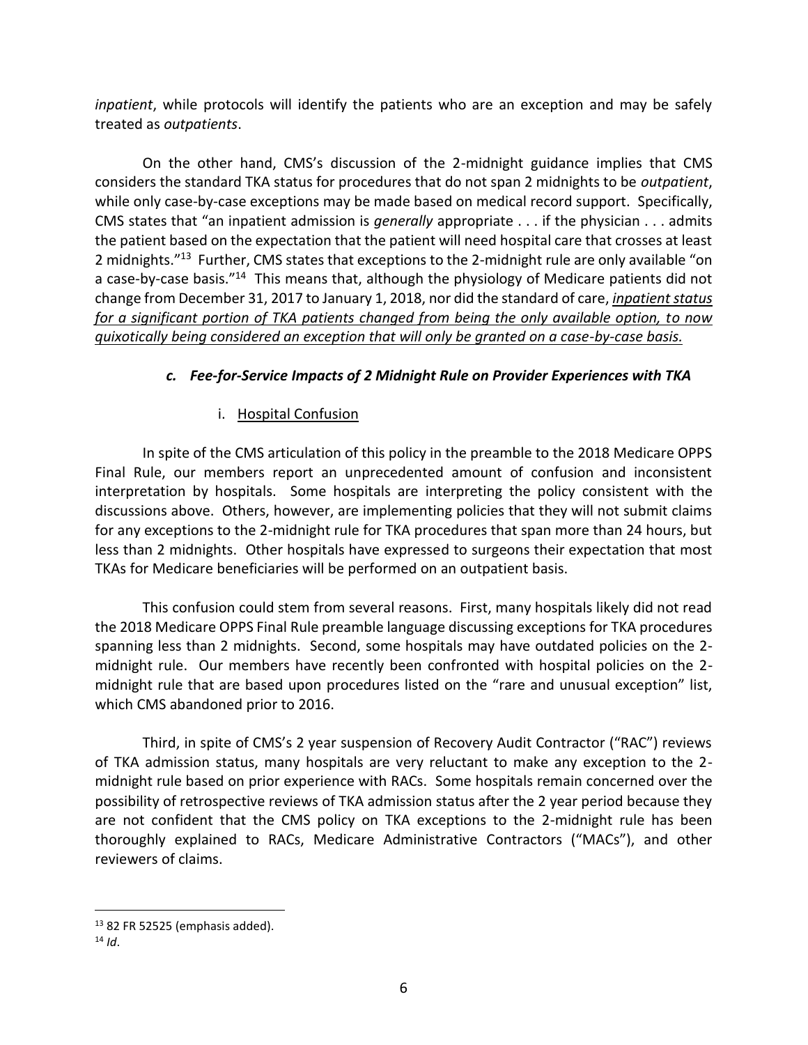*inpatient*, while protocols will identify the patients who are an exception and may be safely treated as *outpatients*.

On the other hand, CMS's discussion of the 2-midnight guidance implies that CMS considers the standard TKA status for procedures that do not span 2 midnights to be *outpatient*, while only case-by-case exceptions may be made based on medical record support. Specifically, CMS states that "an inpatient admission is *generally* appropriate . . . if the physician . . . admits the patient based on the expectation that the patient will need hospital care that crosses at least 2 midnights."[13] Further, CMS states that exceptions to the 2-midnight rule are only available "on a case-by-case basis."[14] This means that, although the physiology of Medicare patients did not change from December 31, 2017 to January 1, 2018, nor did the standard of care, <u>*inpatient status for a significant portion of TKA patients changed from being the only available option, to now quixotically being considered an exception that will only be granted on a case-by-case basis.*</u>

### *c. Fee-for-Service Impacts of 2 Midnight Rule on Provider Experiences with TKA*

#### i. <u>Hospital Confusion</u>

In spite of the CMS articulation of this policy in the preamble to the 2018 Medicare OPPS Final Rule, our members report an unprecedented amount of confusion and inconsistent interpretation by hospitals. Some hospitals are interpreting the policy consistent with the discussions above. Others, however, are implementing policies that they will not submit claims for any exceptions to the 2-midnight rule for TKA procedures that span more than 24 hours, but less than 2 midnights. Other hospitals have expressed to surgeons their expectation that most TKAs for Medicare beneficiaries will be performed on an outpatient basis.

This confusion could stem from several reasons. First, many hospitals likely did not read the 2018 Medicare OPPS Final Rule preamble language discussing exceptions for TKA procedures spanning less than 2 midnights. Second, some hospitals may have outdated policies on the 2-midnight rule. Our members have recently been confronted with hospital policies on the 2-midnight rule that are based upon procedures listed on the "rare and unusual exception" list, which CMS abandoned prior to 2016.

Third, in spite of CMS's 2 year suspension of Recovery Audit Contractor ("RAC") reviews of TKA admission status, many hospitals are very reluctant to make any exception to the 2-midnight rule based on prior experience with RACs. Some hospitals remain concerned over the possibility of retrospective reviews of TKA admission status after the 2 year period because they are not confident that the CMS policy on TKA exceptions to the 2-midnight rule has been thoroughly explained to RACs, Medicare Administrative Contractors ("MACs"), and other reviewers of claims.

---

[13] 82 FR 52525 (emphasis added).

[14] *Id*.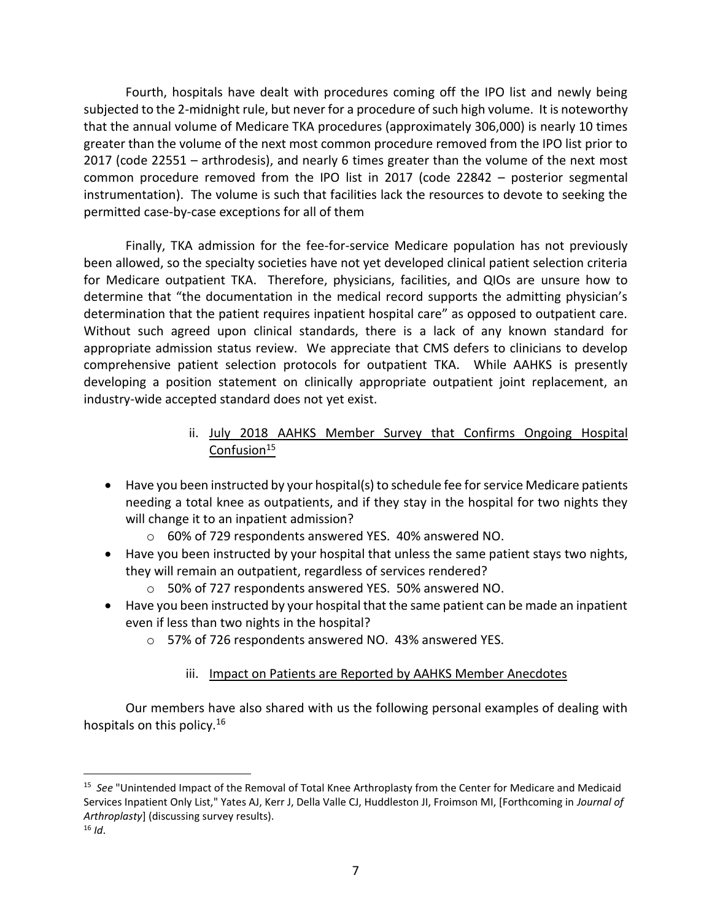Fourth, hospitals have dealt with procedures coming off the IPO list and newly being subjected to the 2-midnight rule, but never for a procedure of such high volume. It is noteworthy that the annual volume of Medicare TKA procedures (approximately 306,000) is nearly 10 times greater than the volume of the next most common procedure removed from the IPO list prior to 2017 (code 22551 – arthrodesis), and nearly 6 times greater than the volume of the next most common procedure removed from the IPO list in 2017 (code 22842 – posterior segmental instrumentation). The volume is such that facilities lack the resources to devote to seeking the permitted case-by-case exceptions for all of them

Finally, TKA admission for the fee-for-service Medicare population has not previously been allowed, so the specialty societies have not yet developed clinical patient selection criteria for Medicare outpatient TKA. Therefore, physicians, facilities, and QIOs are unsure how to determine that "the documentation in the medical record supports the admitting physician's determination that the patient requires inpatient hospital care" as opposed to outpatient care. Without such agreed upon clinical standards, there is a lack of any known standard for appropriate admission status review. We appreciate that CMS defers to clinicians to develop comprehensive patient selection protocols for outpatient TKA. While AAHKS is presently developing a position statement on clinically appropriate outpatient joint replacement, an industry-wide accepted standard does not yet exist.

### ii. July 2018 AAHKS Member Survey that Confirms Ongoing Hospital Confusion[15]

- Have you been instructed by your hospital(s) to schedule fee for service Medicare patients needing a total knee as outpatients, and if they stay in the hospital for two nights they will change it to an inpatient admission?
  - 60% of 729 respondents answered YES. 40% answered NO.
- Have you been instructed by your hospital that unless the same patient stays two nights, they will remain an outpatient, regardless of services rendered?
  - 50% of 727 respondents answered YES. 50% answered NO.
- Have you been instructed by your hospital that the same patient can be made an inpatient even if less than two nights in the hospital?
  - 57% of 726 respondents answered NO. 43% answered YES.

### iii. Impact on Patients are Reported by AAHKS Member Anecdotes

Our members have also shared with us the following personal examples of dealing with hospitals on this policy.[16]

---

[15] *See* "Unintended Impact of the Removal of Total Knee Arthroplasty from the Center for Medicare and Medicaid Services Inpatient Only List," Yates AJ, Kerr J, Della Valle CJ, Huddleston JI, Froimson MI, [Forthcoming in *Journal of Arthroplasty*] (discussing survey results).

[16] *Id*.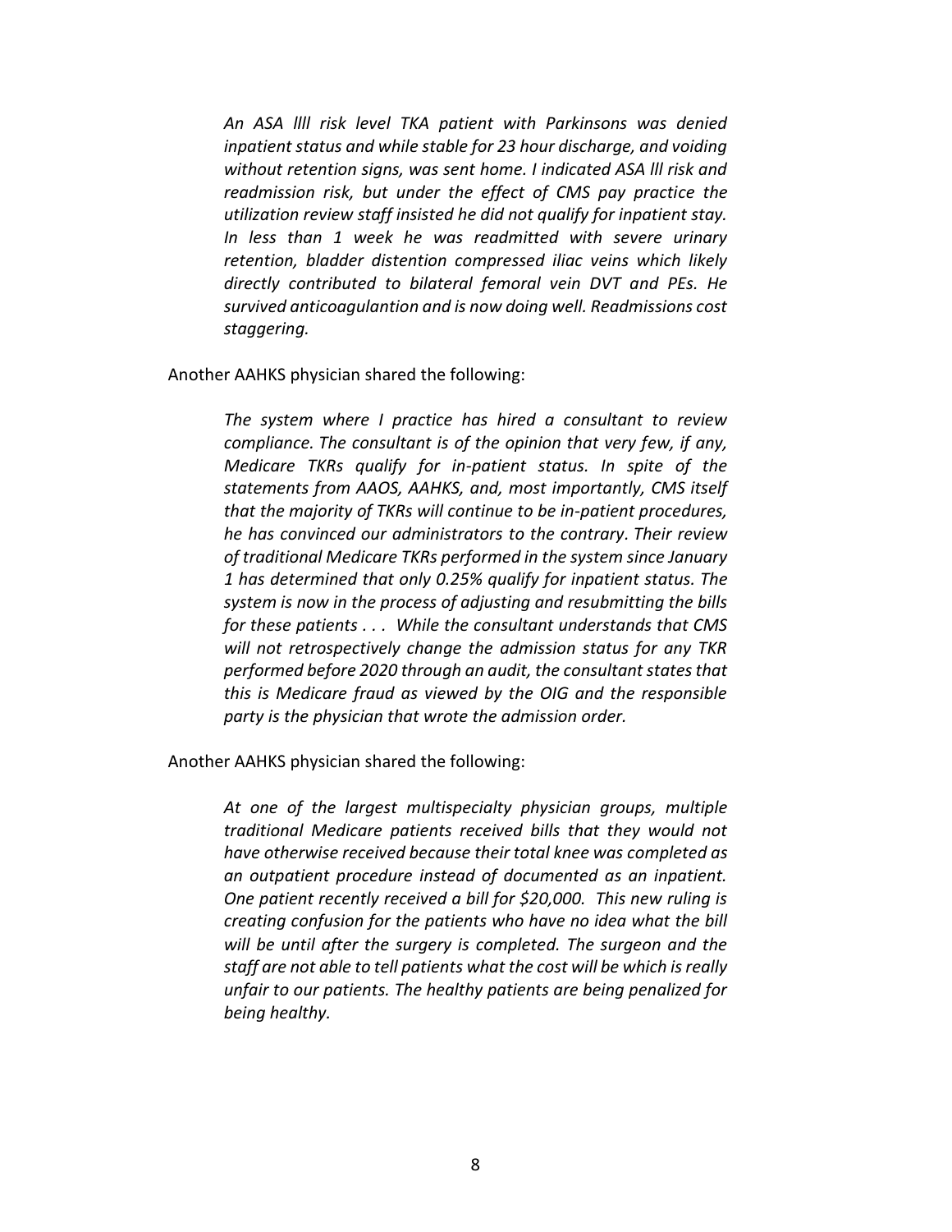> *An ASA llll risk level TKA patient with Parkinsons was denied inpatient status and while stable for 23 hour discharge, and voiding without retention signs, was sent home. I indicated ASA lll risk and readmission risk, but under the effect of CMS pay practice the utilization review staff insisted he did not qualify for inpatient stay. In less than 1 week he was readmitted with severe urinary retention, bladder distention compressed iliac veins which likely directly contributed to bilateral femoral vein DVT and PEs. He survived anticoagulantion and is now doing well. Readmissions cost staggering.*

Another AAHKS physician shared the following:

> *The system where I practice has hired a consultant to review compliance. The consultant is of the opinion that very few, if any, Medicare TKRs qualify for in-patient status. In spite of the statements from AAOS, AAHKS, and, most importantly, CMS itself that the majority of TKRs will continue to be in-patient procedures, he has convinced our administrators to the contrary. Their review of traditional Medicare TKRs performed in the system since January 1 has determined that only 0.25% qualify for inpatient status. The system is now in the process of adjusting and resubmitting the bills for these patients . . . While the consultant understands that CMS will not retrospectively change the admission status for any TKR performed before 2020 through an audit, the consultant states that this is Medicare fraud as viewed by the OIG and the responsible party is the physician that wrote the admission order.*

Another AAHKS physician shared the following:

> *At one of the largest multispecialty physician groups, multiple traditional Medicare patients received bills that they would not have otherwise received because their total knee was completed as an outpatient procedure instead of documented as an inpatient. One patient recently received a bill for $20,000. This new ruling is creating confusion for the patients who have no idea what the bill will be until after the surgery is completed. The surgeon and the staff are not able to tell patients what the cost will be which is really unfair to our patients. The healthy patients are being penalized for being healthy.*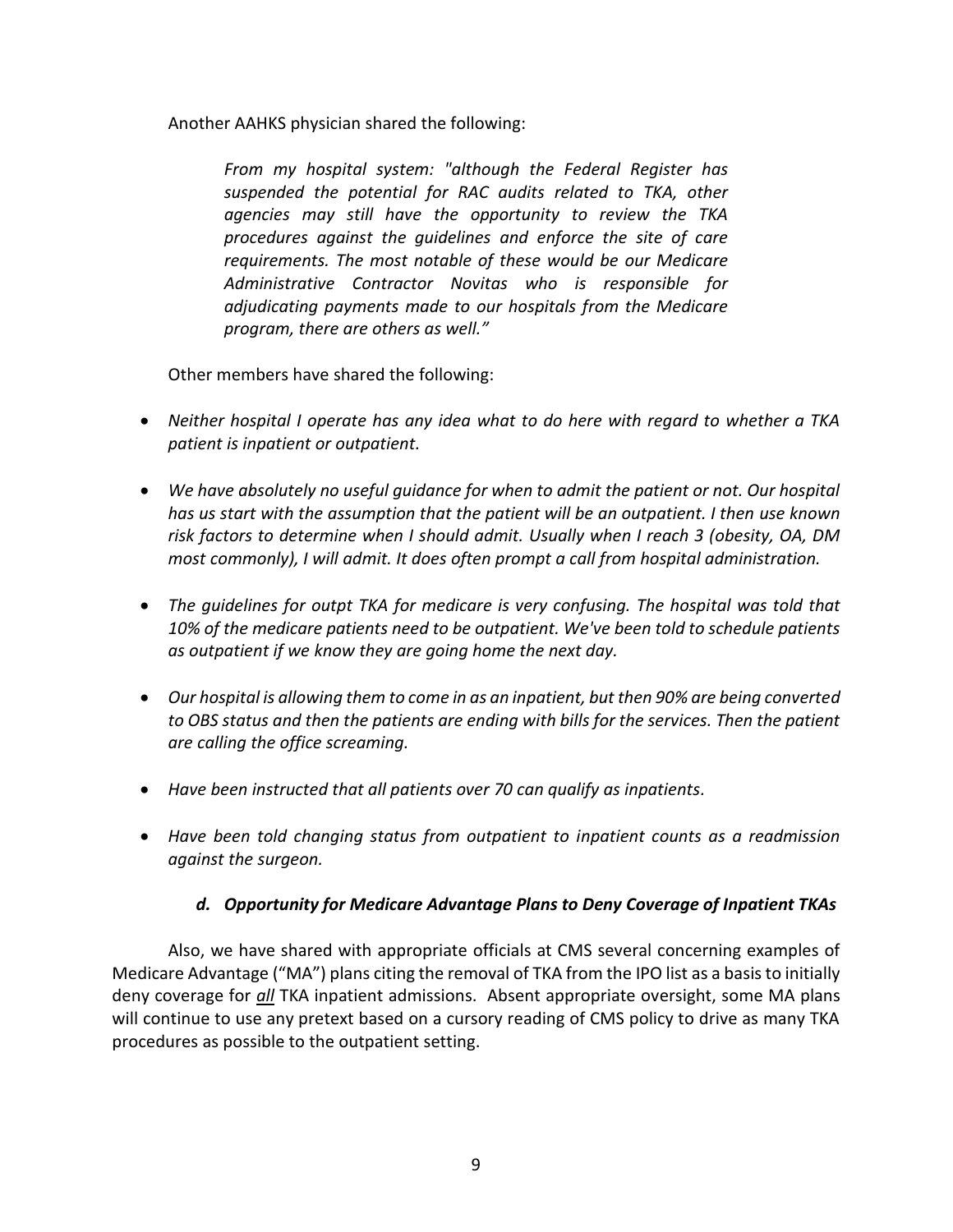Another AAHKS physician shared the following:

> *From my hospital system: "although the Federal Register has suspended the potential for RAC audits related to TKA, other agencies may still have the opportunity to review the TKA procedures against the guidelines and enforce the site of care requirements. The most notable of these would be our Medicare Administrative Contractor Novitas who is responsible for adjudicating payments made to our hospitals from the Medicare program, there are others as well."*

Other members have shared the following:

- *Neither hospital I operate has any idea what to do here with regard to whether a TKA patient is inpatient or outpatient.*
- *We have absolutely no useful guidance for when to admit the patient or not. Our hospital has us start with the assumption that the patient will be an outpatient. I then use known risk factors to determine when I should admit. Usually when I reach 3 (obesity, OA, DM most commonly), I will admit. It does often prompt a call from hospital administration.*
- *The guidelines for outpt TKA for medicare is very confusing. The hospital was told that 10% of the medicare patients need to be outpatient. We've been told to schedule patients as outpatient if we know they are going home the next day.*
- *Our hospital is allowing them to come in as an inpatient, but then 90% are being converted to OBS status and then the patients are ending with bills for the services. Then the patient are calling the office screaming.*
- *Have been instructed that all patients over 70 can qualify as inpatients.*
- *Have been told changing status from outpatient to inpatient counts as a readmission against the surgeon.*

#### *d. Opportunity for Medicare Advantage Plans to Deny Coverage of Inpatient TKAs*

Also, we have shared with appropriate officials at CMS several concerning examples of Medicare Advantage ("MA") plans citing the removal of TKA from the IPO list as a basis to initially deny coverage for ***all*** TKA inpatient admissions. Absent appropriate oversight, some MA plans will continue to use any pretext based on a cursory reading of CMS policy to drive as many TKA procedures as possible to the outpatient setting.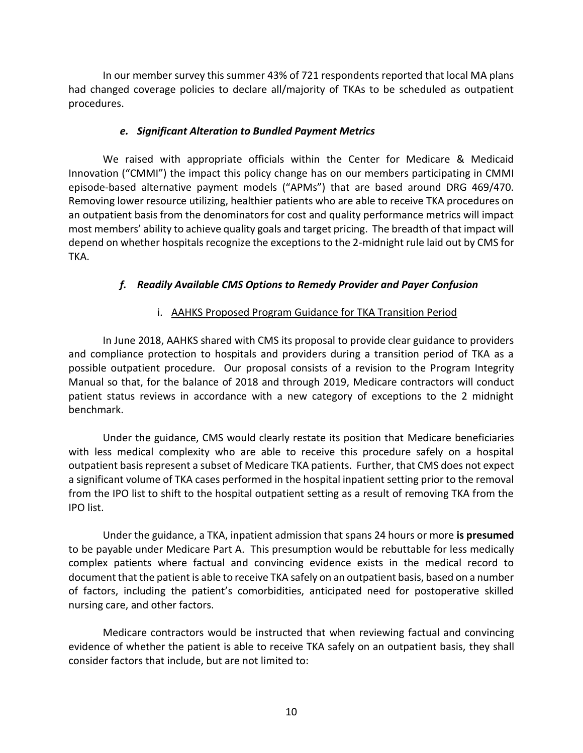In our member survey this summer 43% of 721 respondents reported that local MA plans had changed coverage policies to declare all/majority of TKAs to be scheduled as outpatient procedures.

### *e. Significant Alteration to Bundled Payment Metrics*

We raised with appropriate officials within the Center for Medicare & Medicaid Innovation ("CMMI") the impact this policy change has on our members participating in CMMI episode-based alternative payment models ("APMs") that are based around DRG 469/470. Removing lower resource utilizing, healthier patients who are able to receive TKA procedures on an outpatient basis from the denominators for cost and quality performance metrics will impact most members' ability to achieve quality goals and target pricing. The breadth of that impact will depend on whether hospitals recognize the exceptions to the 2-midnight rule laid out by CMS for TKA.

### *f. Readily Available CMS Options to Remedy Provider and Payer Confusion*

#### i. AAHKS Proposed Program Guidance for TKA Transition Period

In June 2018, AAHKS shared with CMS its proposal to provide clear guidance to providers and compliance protection to hospitals and providers during a transition period of TKA as a possible outpatient procedure. Our proposal consists of a revision to the Program Integrity Manual so that, for the balance of 2018 and through 2019, Medicare contractors will conduct patient status reviews in accordance with a new category of exceptions to the 2 midnight benchmark.

Under the guidance, CMS would clearly restate its position that Medicare beneficiaries with less medical complexity who are able to receive this procedure safely on a hospital outpatient basis represent a subset of Medicare TKA patients. Further, that CMS does not expect a significant volume of TKA cases performed in the hospital inpatient setting prior to the removal from the IPO list to shift to the hospital outpatient setting as a result of removing TKA from the IPO list.

Under the guidance, a TKA, inpatient admission that spans 24 hours or more **is presumed** to be payable under Medicare Part A. This presumption would be rebuttable for less medically complex patients where factual and convincing evidence exists in the medical record to document that the patient is able to receive TKA safely on an outpatient basis, based on a number of factors, including the patient's comorbidities, anticipated need for postoperative skilled nursing care, and other factors.

Medicare contractors would be instructed that when reviewing factual and convincing evidence of whether the patient is able to receive TKA safely on an outpatient basis, they shall consider factors that include, but are not limited to: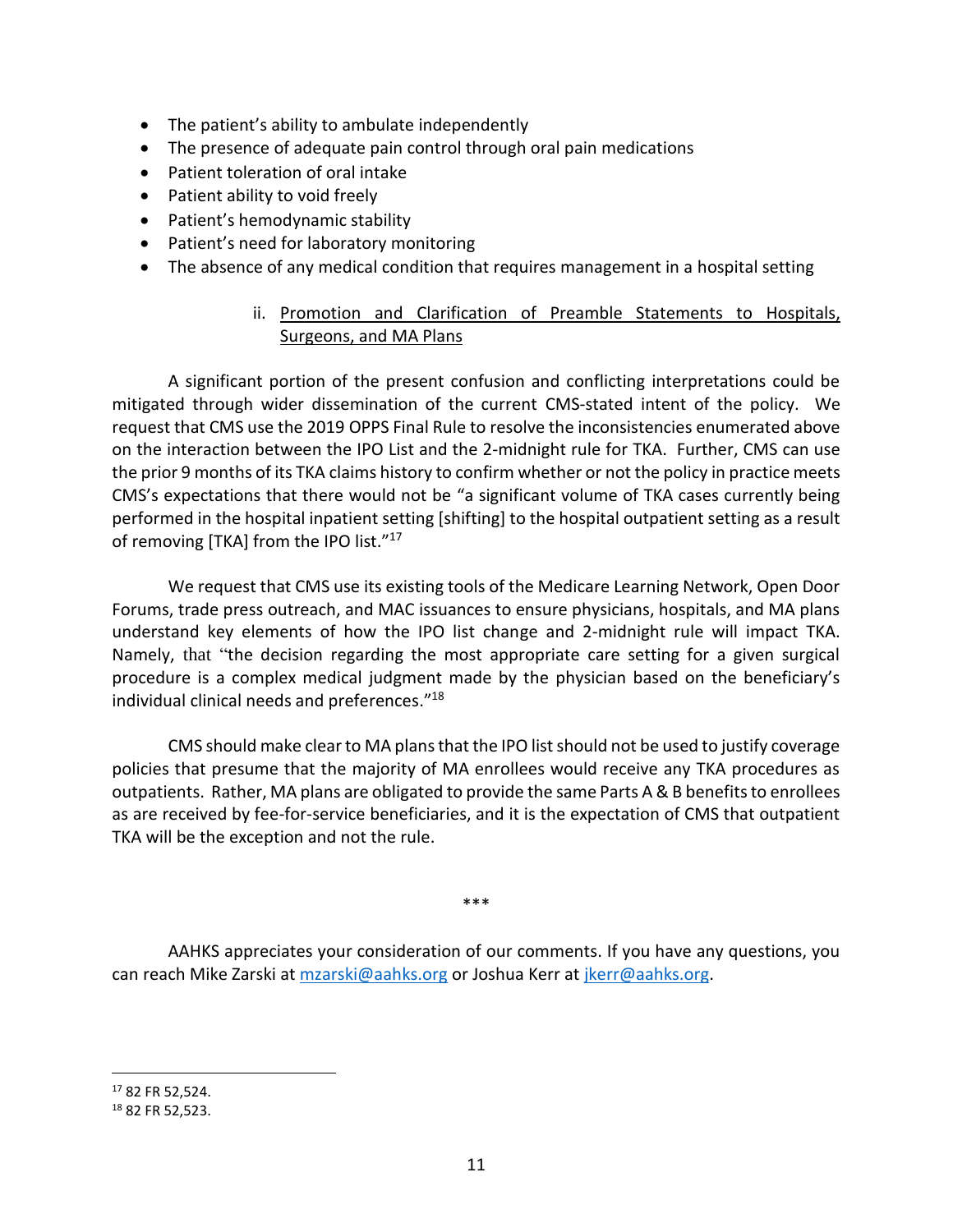- The patient's ability to ambulate independently
- The presence of adequate pain control through oral pain medications
- Patient toleration of oral intake
- Patient ability to void freely
- Patient's hemodynamic stability
- Patient's need for laboratory monitoring
- The absence of any medical condition that requires management in a hospital setting

ii. Promotion and Clarification of Preamble Statements to Hospitals, Surgeons, and MA Plans

A significant portion of the present confusion and conflicting interpretations could be mitigated through wider dissemination of the current CMS-stated intent of the policy. We request that CMS use the 2019 OPPS Final Rule to resolve the inconsistencies enumerated above on the interaction between the IPO List and the 2-midnight rule for TKA. Further, CMS can use the prior 9 months of its TKA claims history to confirm whether or not the policy in practice meets CMS's expectations that there would not be "a significant volume of TKA cases currently being performed in the hospital inpatient setting [shifting] to the hospital outpatient setting as a result of removing [TKA] from the IPO list."[17]

We request that CMS use its existing tools of the Medicare Learning Network, Open Door Forums, trade press outreach, and MAC issuances to ensure physicians, hospitals, and MA plans understand key elements of how the IPO list change and 2-midnight rule will impact TKA. Namely, that "the decision regarding the most appropriate care setting for a given surgical procedure is a complex medical judgment made by the physician based on the beneficiary's individual clinical needs and preferences."[18]

CMS should make clear to MA plans that the IPO list should not be used to justify coverage policies that presume that the majority of MA enrollees would receive any TKA procedures as outpatients. Rather, MA plans are obligated to provide the same Parts A & B benefits to enrollees as are received by fee-for-service beneficiaries, and it is the expectation of CMS that outpatient TKA will be the exception and not the rule.

\*\*\*

AAHKS appreciates your consideration of our comments. If you have any questions, you can reach Mike Zarski at mzarski@aahks.org or Joshua Kerr at jkerr@aahks.org.

---

[17] 82 FR 52,524.

[18] 82 FR 52,523.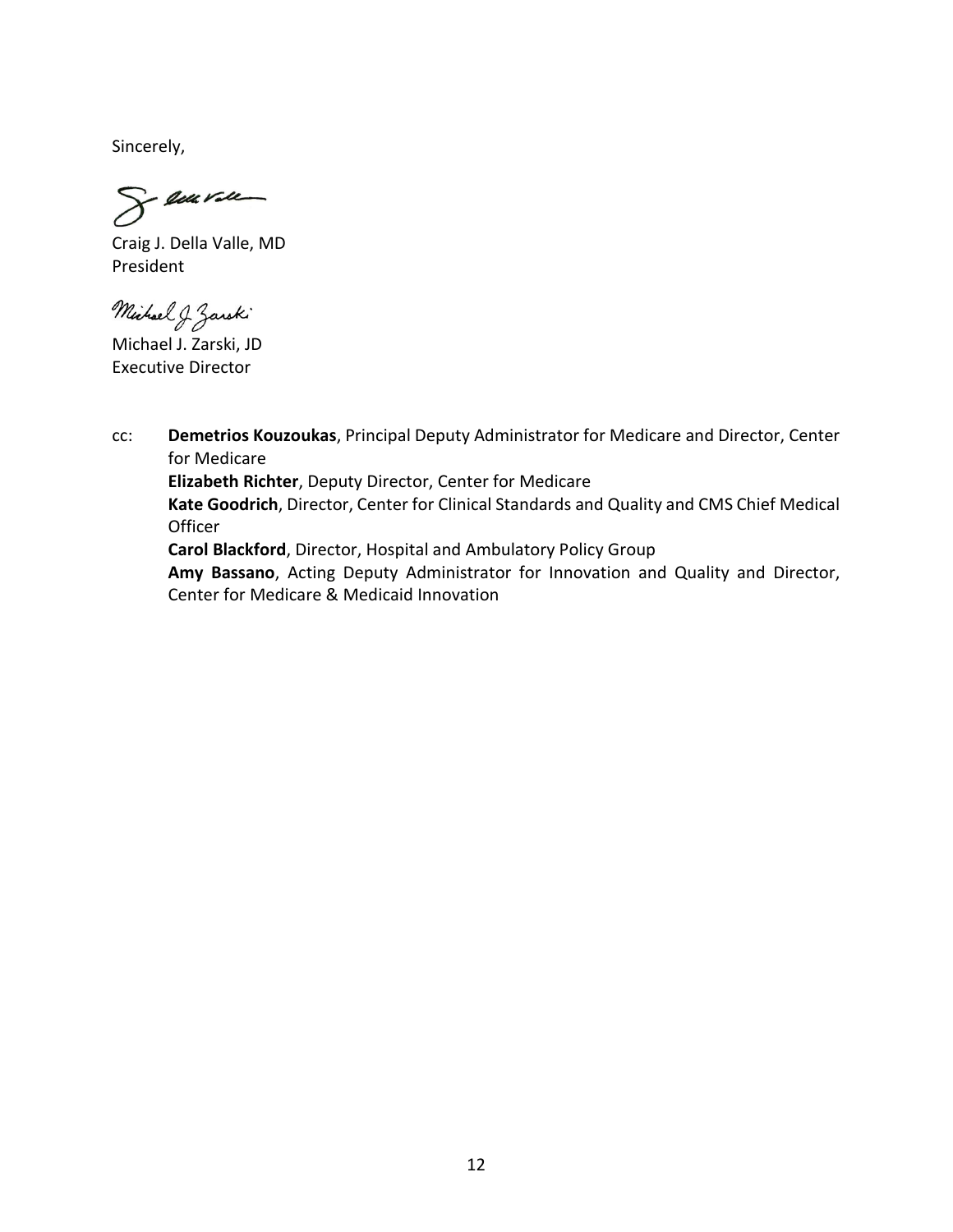Sincerely,

Craig J. Della Valle, MD
President

Michael J. Zarski, JD
Executive Director

cc: **Demetrios Kouzoukas**, Principal Deputy Administrator for Medicare and Director, Center for Medicare
**Elizabeth Richter**, Deputy Director, Center for Medicare
**Kate Goodrich**, Director, Center for Clinical Standards and Quality and CMS Chief Medical Officer
**Carol Blackford**, Director, Hospital and Ambulatory Policy Group
**Amy Bassano**, Acting Deputy Administrator for Innovation and Quality and Director, Center for Medicare & Medicaid Innovation